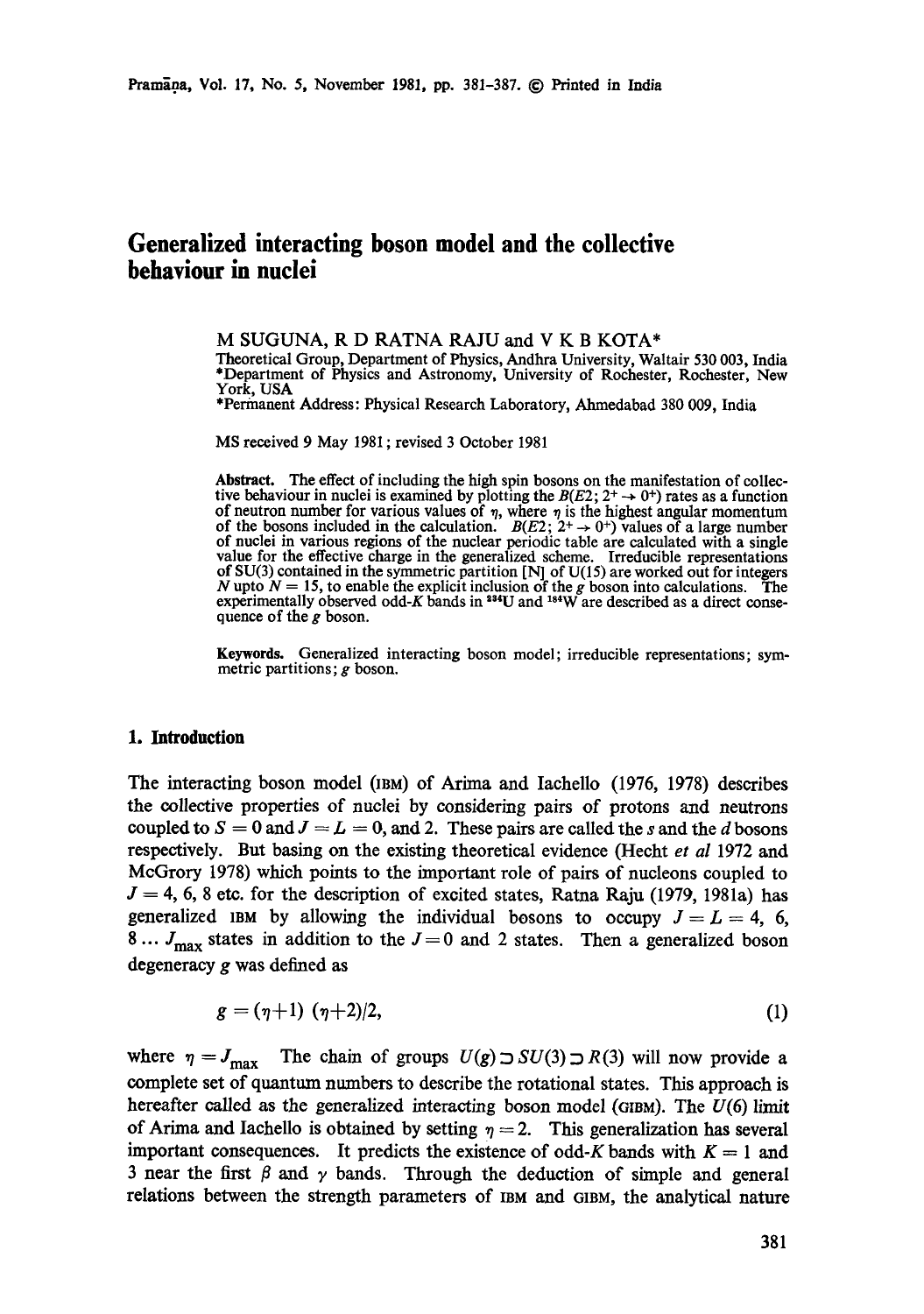# Generalized interacting boson model and the collective behaviour in nuclei

M SUGUNA, R D RATNA RAJU and V K B KOTA*

Theoretical Group, Department of Physics, Andhra University, Waltair 530 003, India
*Department of Physics and Astronomy, University of Rochester, Rochester, New York, USA
*Permanent Address: Physical Research Laboratory, Ahmedabad 380 009, India

MS received 9 May 1981; revised 3 October 1981

**Abstract.** The effect of including the high spin bosons on the manifestation of collective behaviour in nuclei is examined by plotting the $B(E2; 2^+ \rightarrow 0^+)$ rates as a function of neutron number for various values of $\eta$, where $\eta$ is the highest angular momentum of the bosons included in the calculation. $B(E2; 2^+ \rightarrow 0^+)$ values of a large number of nuclei in various regions of the nuclear periodic table are calculated with a single value for the effective charge in the generalized scheme. Irreducible representations of SU(3) contained in the symmetric partition [N] of U(15) are worked out for integers $N$ upto $N = 15$, to enable the explicit inclusion of the $g$ boson into calculations. The experimentally observed odd-$K$ bands in $^{234}$U and $^{184}$W are described as a direct consequence of the $g$ boson.

**Keywords.** Generalized interacting boson model; irreducible representations; symmetric partitions; $g$ boson.

## 1. Introduction

The interacting boson model (IBM) of Arima and Iachello (1976, 1978) describes the collective properties of nuclei by considering pairs of protons and neutrons coupled to $S = 0$ and $J = L = 0$, and 2. These pairs are called the $s$ and the $d$ bosons respectively. But basing on the existing theoretical evidence (Hecht *et al* 1972 and McGrory 1978) which points to the important role of pairs of nucleons coupled to $J = 4$, 6, 8 etc. for the description of excited states, Ratna Raju (1979, 1981a) has generalized IBM by allowing the individual bosons to occupy $J = L = 4$, 6, $8 \ldots J_{\max}$ states in addition to the $J = 0$ and 2 states. Then a generalized boson degeneracy $g$ was defined as

$$g = (\eta+1)\ (\eta+2)/2, \tag{1}$$

where $\eta = J_{\max}$ The chain of groups $U(g) \supset SU(3) \supset R(3)$ will now provide a complete set of quantum numbers to describe the rotational states. This approach is hereafter called as the generalized interacting boson model (GIBM). The $U(6)$ limit of Arima and Iachello is obtained by setting $\eta = 2$. This generalization has several important consequences. It predicts the existence of odd-$K$ bands with $K = 1$ and 3 near the first $\beta$ and $\gamma$ bands. Through the deduction of simple and general relations between the strength parameters of IBM and GIBM, the analytical nature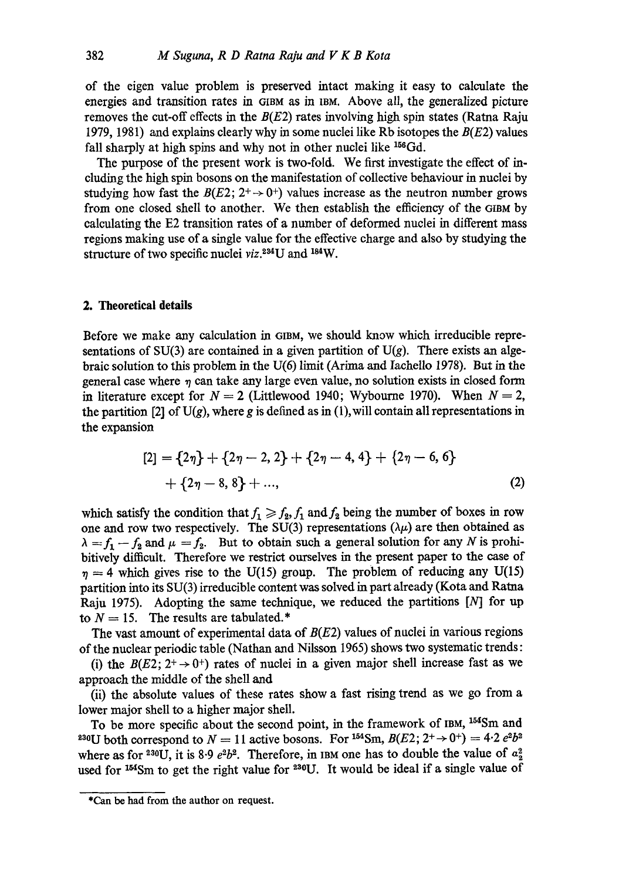of the eigen value problem is preserved intact making it easy to calculate the energies and transition rates in GIBM as in IBM. Above all, the generalized picture removes the cut-off effects in the $B(E2)$ rates involving high spin states (Ratna Raju 1979, 1981) and explains clearly why in some nuclei like Rb isotopes the $B(E2)$ values fall sharply at high spins and why not in other nuclei like $^{156}$Gd.

The purpose of the present work is two-fold. We first investigate the effect of including the high spin bosons on the manifestation of collective behaviour in nuclei by studying how fast the $B(E2; 2^+ \rightarrow 0^+)$ values increase as the neutron number grows from one closed shell to another. We then establish the efficiency of the GIBM by calculating the E2 transition rates of a number of deformed nuclei in different mass regions making use of a single value for the effective charge and also by studying the structure of two specific nuclei *viz.* $^{234}$U and $^{184}$W.

## 2. Theoretical details

Before we make any calculation in GIBM, we should know which irreducible representations of SU(3) are contained in a given partition of U($g$). There exists an algebraic solution to this problem in the U(6) limit (Arima and Iachello 1978). But in the general case where $\eta$ can take any large even value, no solution exists in closed form in literature except for $N = 2$ (Littlewood 1940; Wybourne 1970). When $N = 2$, the partition [2] of U($g$), where $g$ is defined as in (1), will contain all representations in the expansion

$$[2] = \{2\eta\} + \{2\eta - 2, 2\} + \{2\eta - 4, 4\} + \{2\eta - 6, 6\} + \{2\eta - 8, 8\} + \ldots, \tag{2}$$

which satisfy the condition that $f_1 \geqslant f_2$, $f_1$ and $f_2$ being the number of boxes in row one and row two respectively. The SU(3) representations $(\lambda\mu)$ are then obtained as $\lambda = f_1 - f_2$ and $\mu = f_2$. But to obtain such a general solution for any $N$ is prohibitively difficult. Therefore we restrict ourselves in the present paper to the case of $\eta = 4$ which gives rise to the U(15) group. The problem of reducing any U(15) partition into its SU(3) irreducible content was solved in part already (Kota and Ratna Raju 1975). Adopting the same technique, we reduced the partitions [$N$] for up to $N = 15$. The results are tabulated.*

The vast amount of experimental data of $B(E2)$ values of nuclei in various regions of the nuclear periodic table (Nathan and Nilsson 1965) shows two systematic trends:

(i) the $B(E2; 2^+ \rightarrow 0^+)$ rates of nuclei in a given major shell increase fast as we approach the middle of the shell and

(ii) the absolute values of these rates show a fast rising trend as we go from a lower major shell to a higher major shell.

To be more specific about the second point, in the framework of IBM, $^{154}$Sm and $^{230}$U both correspond to $N = 11$ active bosons. For $^{154}$Sm, $B(E2; 2^+ \rightarrow 0^+) = 4{\cdot}2\ e^2b^2$ where as for $^{230}$U, it is $8{\cdot}9\ e^2b^2$. Therefore, in IBM one has to double the value of $a_2^2$ used for $^{154}$Sm to get the right value for $^{230}$U. It would be ideal if a single value of

*Can be had from the author on request.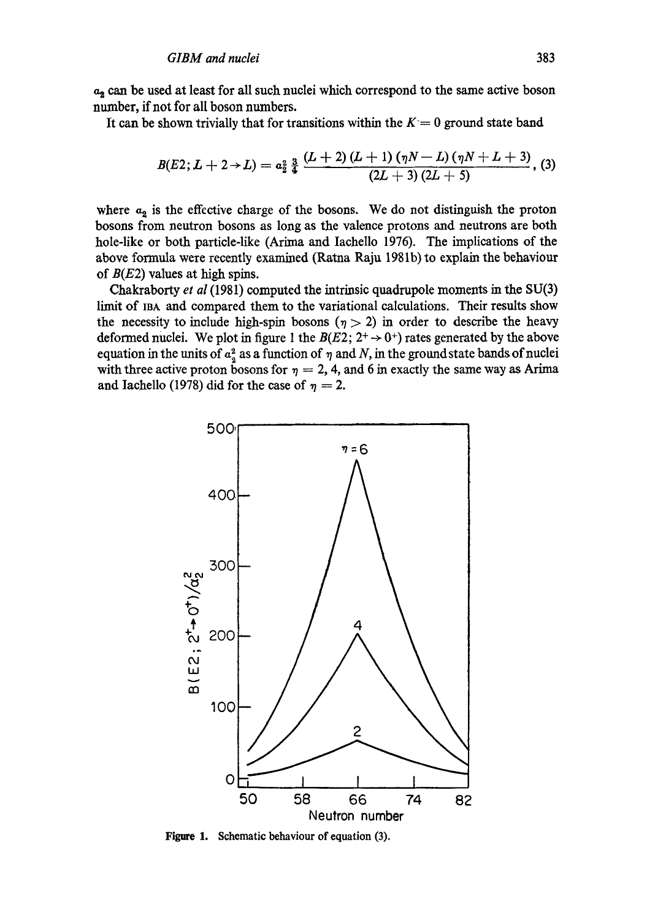$a_2$ can be used at least for all such nuclei which correspond to the same active boson number, if not for all boson numbers.

It can be shown trivially that for transitions within the $K = 0$ ground state band

$$B(E2; L+2 \to L) = a_2^2 \, \tfrac{3}{4} \, \frac{(L+2)(L+1)(\eta N - L)(\eta N + L + 3)}{(2L+3)(2L+5)}, \quad (3)$$

where $a_2$ is the effective charge of the bosons. We do not distinguish the proton bosons from neutron bosons as long as the valence protons and neutrons are both hole-like or both particle-like (Arima and Iachello 1976). The implications of the above formula were recently examined (Ratna Raju 1981b) to explain the behaviour of $B(E2)$ values at high spins.

Chakraborty *et al* (1981) computed the intrinsic quadrupole moments in the SU(3) limit of IBA and compared them to the variational calculations. Their results show the necessity to include high-spin bosons ($\eta > 2$) in order to describe the heavy deformed nuclei. We plot in figure 1 the $B(E2; 2^+ \to 0^+)$ rates generated by the above equation in the units of $a_2^2$ as a function of $\eta$ and $N$, in the ground state bands of nuclei with three active proton bosons for $\eta = 2$, 4, and 6 in exactly the same way as Arima and Iachello (1978) did for the case of $\eta = 2$.

**Figure 1.** Schematic behaviour of equation (3).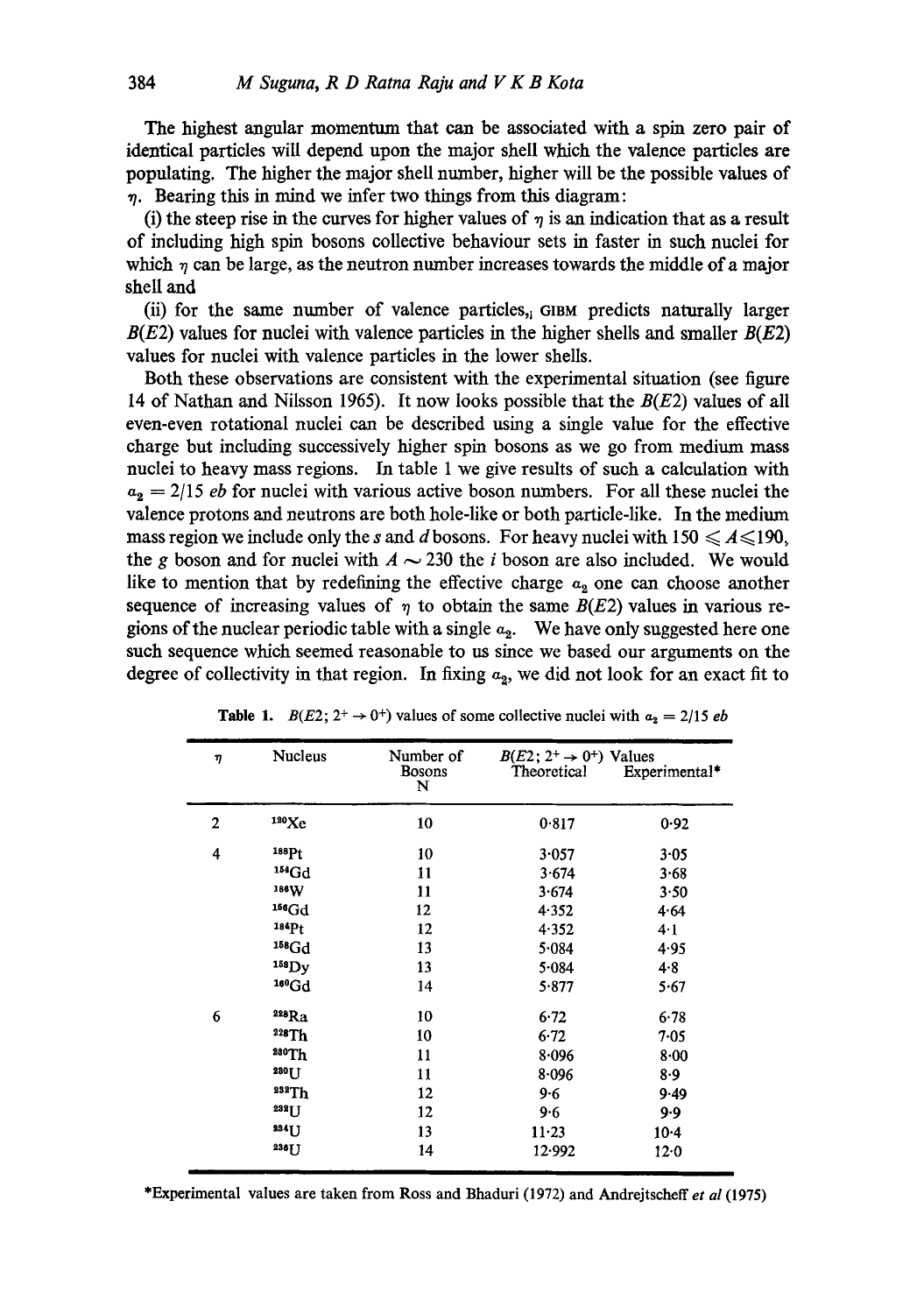The highest angular momentum that can be associated with a spin zero pair of identical particles will depend upon the major shell which the valence particles are populating. The higher the major shell number, higher will be the possible values of $\eta$. Bearing this in mind we infer two things from this diagram:

(i) the steep rise in the curves for higher values of $\eta$ is an indication that as a result of including high spin bosons collective behaviour sets in faster in such nuclei for which $\eta$ can be large, as the neutron number increases towards the middle of a major shell and

(ii) for the same number of valence particles, GIBM predicts naturally larger $B(E2)$ values for nuclei with valence particles in the higher shells and smaller $B(E2)$ values for nuclei with valence particles in the lower shells.

Both these observations are consistent with the experimental situation (see figure 14 of Nathan and Nilsson 1965). It now looks possible that the $B(E2)$ values of all even-even rotational nuclei can be described using a single value for the effective charge but including successively higher spin bosons as we go from medium mass nuclei to heavy mass regions. In table 1 we give results of such a calculation with $a_2 = 2/15$ *eb* for nuclei with various active boson numbers. For all these nuclei the valence protons and neutrons are both hole-like or both particle-like. In the medium mass region we include only the *s* and *d* bosons. For heavy nuclei with $150 \leqslant A \leqslant 190$, the *g* boson and for nuclei with $A \sim 230$ the *i* boson are also included. We would like to mention that by redefining the effective charge $a_2$ one can choose another sequence of increasing values of $\eta$ to obtain the same $B(E2)$ values in various regions of the nuclear periodic table with a single $a_2$. We have only suggested here one such sequence which seemed reasonable to us since we based our arguments on the degree of collectivity in that region. In fixing $a_2$, we did not look for an exact fit to

**Table 1.** $B(E2; 2^+ \rightarrow 0^+)$ values of some collective nuclei with $a_2 = 2/15$ *eb*

| $\eta$ | Nucleus | Number of Bosons N | $B(E2; 2^+ \rightarrow 0^+)$ Values Theoretical | Experimental* |
|---|---|---|---|---|
| 2 | $^{120}$Xe | 10 | 0·817 | 0·92 |
| 4 | $^{188}$Pt | 10 | 3·057 | 3·05 |
| | $^{154}$Gd | 11 | 3·674 | 3·68 |
| | $^{186}$W | 11 | 3·674 | 3·50 |
| | $^{156}$Gd | 12 | 4·352 | 4·64 |
| | $^{184}$Pt | 12 | 4·352 | 4·1 |
| | $^{158}$Gd | 13 | 5·084 | 4·95 |
| | $^{158}$Dy | 13 | 5·084 | 4·8 |
| | $^{160}$Gd | 14 | 5·877 | 5·67 |
| 6 | $^{228}$Ra | 10 | 6·72 | 6·78 |
| | $^{228}$Th | 10 | 6·72 | 7·05 |
| | $^{230}$Th | 11 | 8·096 | 8·00 |
| | $^{230}$U | 11 | 8·096 | 8·9 |
| | $^{232}$Th | 12 | 9·6 | 9·49 |
| | $^{232}$U | 12 | 9·6 | 9·9 |
| | $^{234}$U | 13 | 11·23 | 10·4 |
| | $^{236}$U | 14 | 12·992 | 12·0 |

*Experimental values are taken from Ross and Bhaduri (1972) and Andrejtscheff *et al* (1975)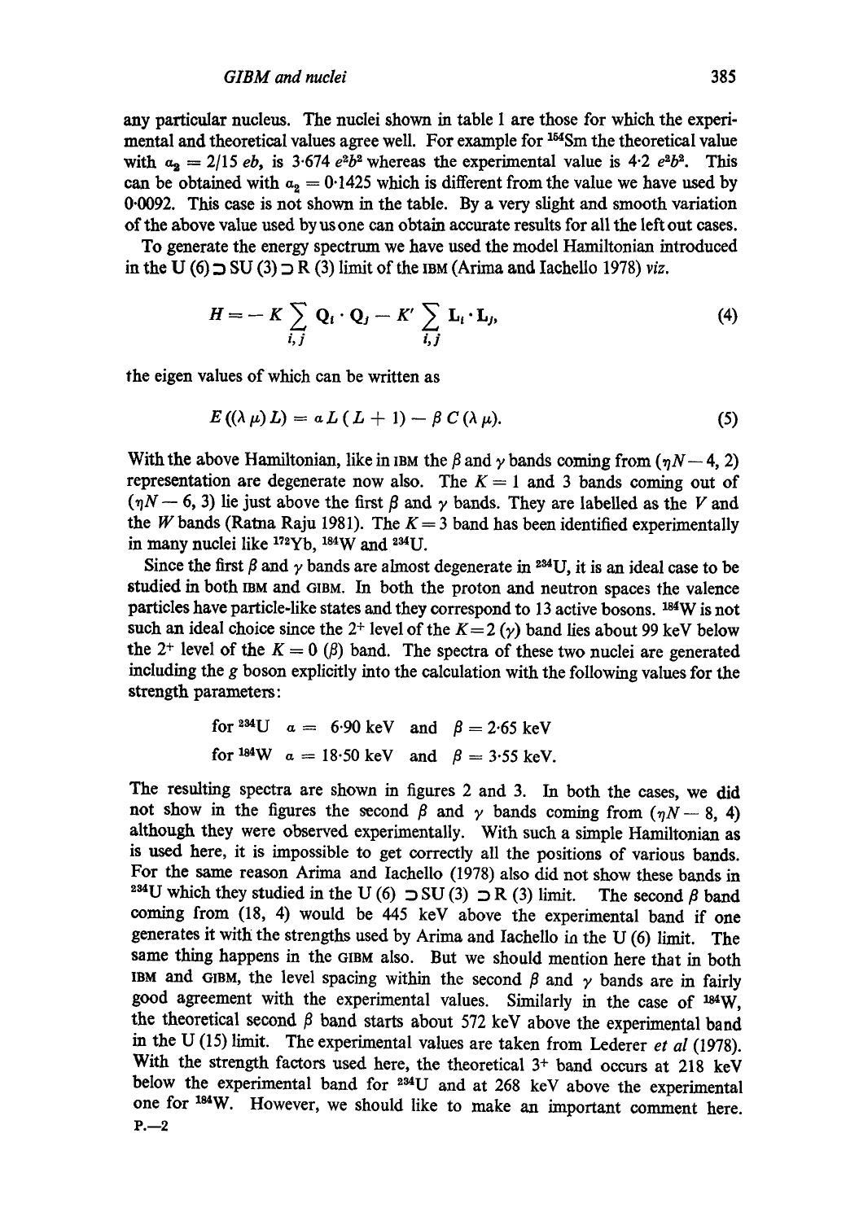any particular nucleus. The nuclei shown in table 1 are those for which the experimental and theoretical values agree well. For example for $^{154}$Sm the theoretical value with $a_2 = 2/15$ *eb*, is 3·674 $e^2b^2$ whereas the experimental value is 4·2 $e^2b^2$. This can be obtained with $a_2 = 0{\cdot}1425$ which is different from the value we have used by 0·0092. This case is not shown in the table. By a very slight and smooth variation of the above value used by us one can obtain accurate results for all the left out cases.

To generate the energy spectrum we have used the model Hamiltonian introduced in the U (6) ⊃ SU (3) ⊃ R (3) limit of the IBM (Arima and Iachello 1978) *viz.*

$$H = -K \sum_{i,j} \mathbf{Q}_i \cdot \mathbf{Q}_j - K' \sum_{i,j} \mathbf{L}_i \cdot \mathbf{L}_j, \tag{4}$$

the eigen values of which can be written as

$$E((\lambda\,\mu)\,L) = a\,L\,(L+1) - \beta\,C\,(\lambda\,\mu). \tag{5}$$

With the above Hamiltonian, like in IBM the $\beta$ and $\gamma$ bands coming from $(\eta N - 4, 2)$ representation are degenerate now also. The $K = 1$ and 3 bands coming out of $(\eta N - 6, 3)$ lie just above the first $\beta$ and $\gamma$ bands. They are labelled as the $V$ and the $W$ bands (Ratna Raju 1981). The $K = 3$ band has been identified experimentally in many nuclei like $^{172}$Yb, $^{184}$W and $^{234}$U.

Since the first $\beta$ and $\gamma$ bands are almost degenerate in $^{234}$U, it is an ideal case to be studied in both IBM and GIBM. In both the proton and neutron spaces the valence particles have particle-like states and they correspond to 13 active bosons. $^{184}$W is not such an ideal choice since the $2^+$ level of the $K=2$ ($\gamma$) band lies about 99 keV below the $2^+$ level of the $K = 0$ ($\beta$) band. The spectra of these two nuclei are generated including the $g$ boson explicitly into the calculation with the following values for the strength parameters:

for $^{234}$U $\quad a = \phantom{1}6{\cdot}90$ keV and $\beta = 2{\cdot}65$ keV

for $^{184}$W $\quad a = 18{\cdot}50$ keV and $\beta = 3{\cdot}55$ keV.

The resulting spectra are shown in figures 2 and 3. In both the cases, we did not show in the figures the second $\beta$ and $\gamma$ bands coming from $(\eta N - 8, 4)$ although they were observed experimentally. With such a simple Hamiltonian as is used here, it is impossible to get correctly all the positions of various bands. For the same reason Arima and Iachello (1978) also did not show these bands in $^{234}$U which they studied in the U (6) ⊃ SU (3) ⊃ R (3) limit. The second $\beta$ band coming from (18, 4) would be 445 keV above the experimental band if one generates it with the strengths used by Arima and Iachello in the U (6) limit. The same thing happens in the GIBM also. But we should mention here that in both IBM and GIBM, the level spacing within the second $\beta$ and $\gamma$ bands are in fairly good agreement with the experimental values. Similarly in the case of $^{184}$W, the theoretical second $\beta$ band starts about 572 keV above the experimental band in the U (15) limit. The experimental values are taken from Lederer *et al* (1978). With the strength factors used here, the theoretical $3^+$ band occurs at 218 keV below the experimental band for $^{234}$U and at 268 keV above the experimental one for $^{184}$W. However, we should like to make an important comment here.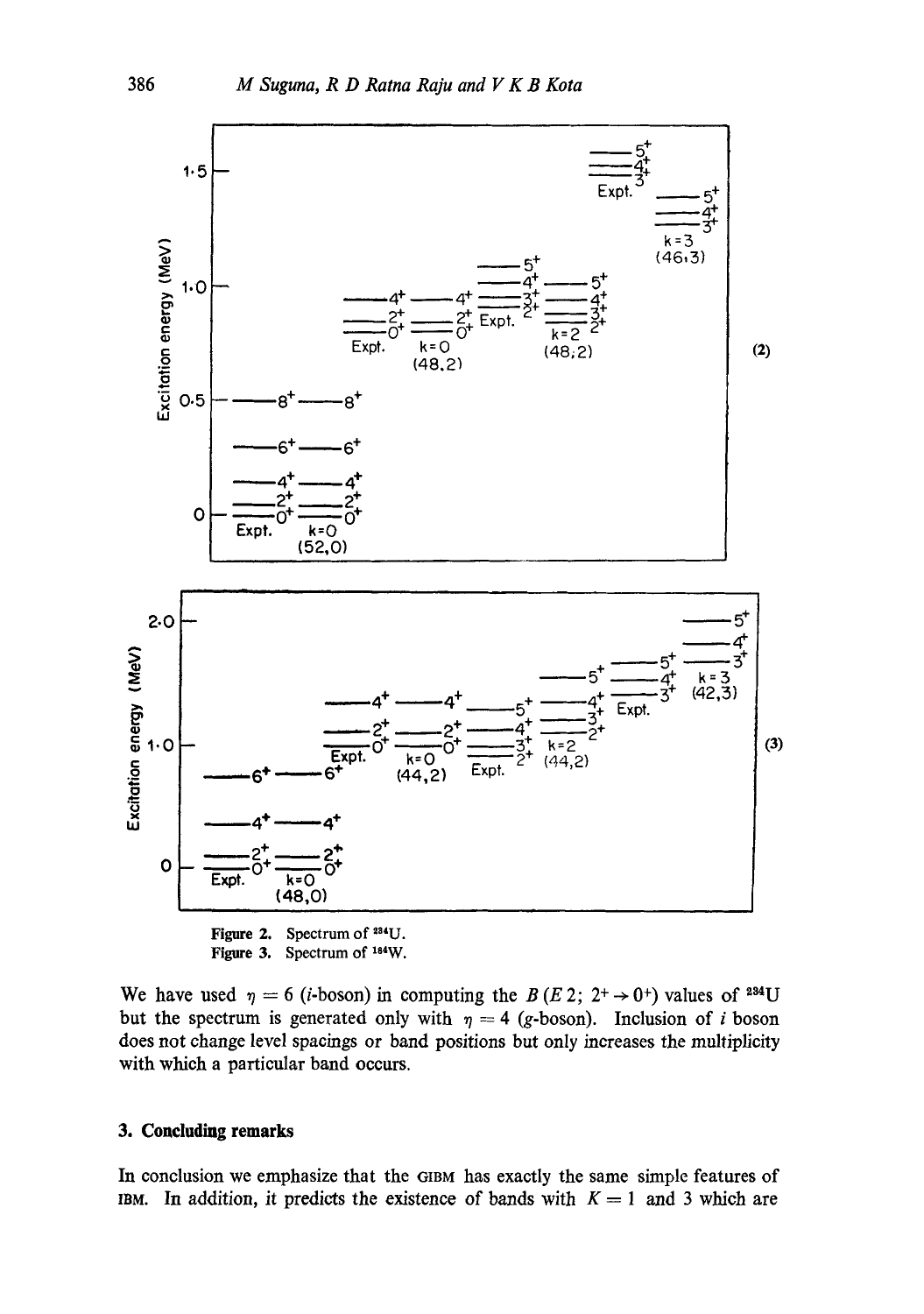Figure 2. Spectrum of $^{234}$U.

Figure 3. Spectrum of $^{184}$W.

We have used $\eta = 6$ ($i$-boson) in computing the $B(E2;\, 2^+ \rightarrow 0^+)$ values of $^{234}$U but the spectrum is generated only with $\eta = 4$ ($g$-boson). Inclusion of $i$ boson does not change level spacings or band positions but only increases the multiplicity with which a particular band occurs.

## 3. Concluding remarks

In conclusion we emphasize that the GIBM has exactly the same simple features of IBM. In addition, it predicts the existence of bands with $K = 1$ and 3 which are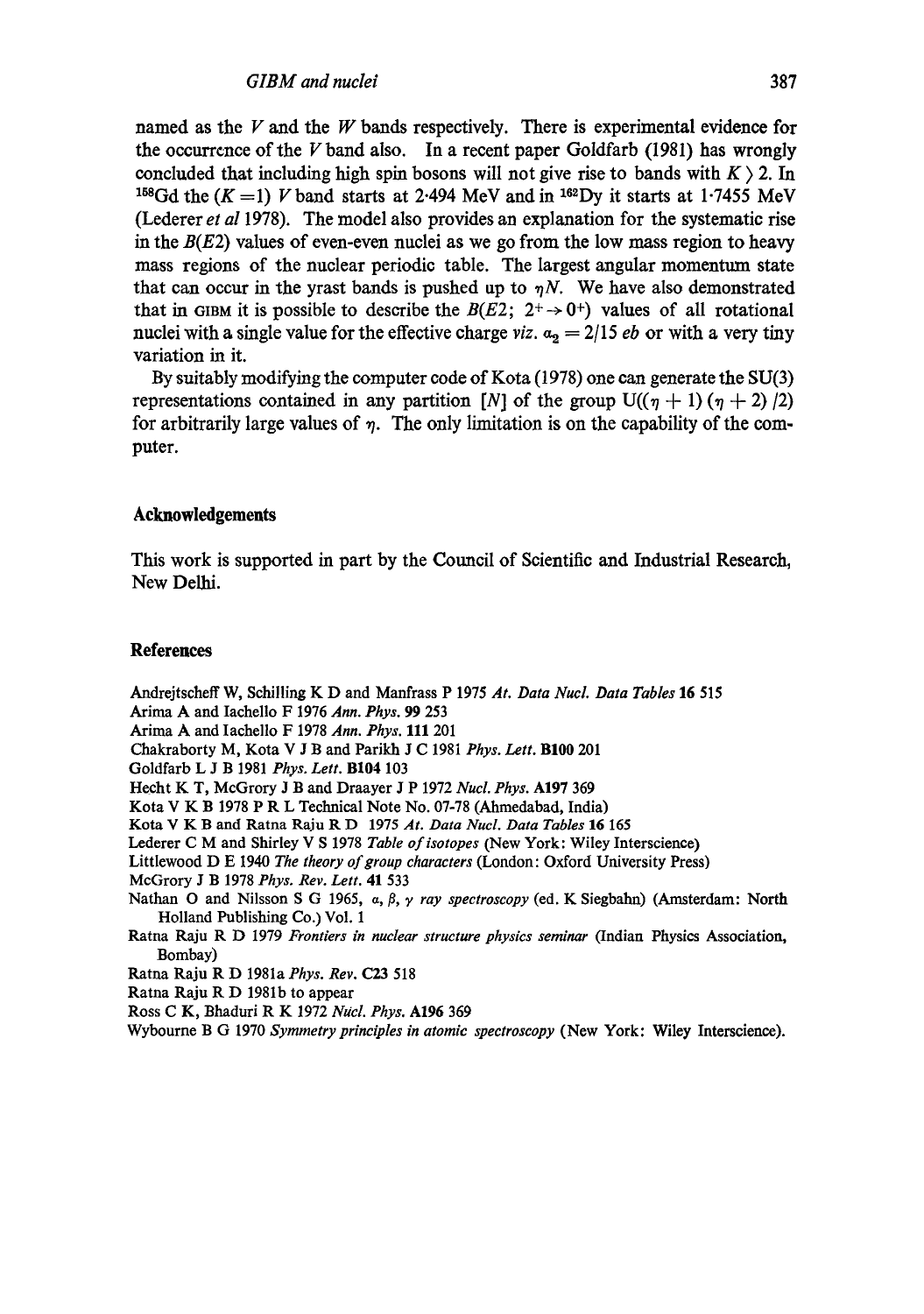named as the $V$ and the $W$ bands respectively. There is experimental evidence for the occurrence of the $V$ band also. In a recent paper Goldfarb (1981) has wrongly concluded that including high spin bosons will not give rise to bands with $K > 2$. In $^{158}$Gd the ($K = 1$) $V$ band starts at 2·494 MeV and in $^{162}$Dy it starts at 1·7455 MeV (Lederer *et al* 1978). The model also provides an explanation for the systematic rise in the $B(E2)$ values of even-even nuclei as we go from the low mass region to heavy mass regions of the nuclear periodic table. The largest angular momentum state that can occur in the yrast bands is pushed up to $\eta N$. We have also demonstrated that in GIBM it is possible to describe the $B(E2;\ 2^+ \rightarrow 0^+)$ values of all rotational nuclei with a single value for the effective charge *viz.* $\alpha_2 = 2/15\ eb$ or with a very tiny variation in it.

By suitably modifying the computer code of Kota (1978) one can generate the SU(3) representations contained in any partition [$N$] of the group $U((\eta + 1)(\eta + 2)/2)$ for arbitrarily large values of $\eta$. The only limitation is on the capability of the computer.

## Acknowledgements

This work is supported in part by the Council of Scientific and Industrial Research, New Delhi.

## References

Andrejtscheff W, Schilling K D and Manfrass P 1975 *At. Data Nucl. Data Tables* **16** 515

Arima A and Iachello F 1976 *Ann. Phys.* **99** 253

Arima A and Iachello F 1978 *Ann. Phys.* **111** 201

Chakraborty M, Kota V J B and Parikh J C 1981 *Phys. Lett.* **B100** 201

Goldfarb L J B 1981 *Phys. Lett.* **B104** 103

Hecht K T, McGrory J B and Draayer J P 1972 *Nucl. Phys.* **A197** 369

Kota V K B 1978 P R L Technical Note No. 07-78 (Ahmedabad, India)

Kota V K B and Ratna Raju R D 1975 *At. Data Nucl. Data Tables* **16** 165

Lederer C M and Shirley V S 1978 *Table of isotopes* (New York: Wiley Interscience)

Littlewood D E 1940 *The theory of group characters* (London: Oxford University Press)

McGrory J B 1978 *Phys. Rev. Lett.* **41** 533

Nathan O and Nilsson S G 1965, *α, β, γ ray spectroscopy* (ed. K Siegbahn) (Amsterdam: North Holland Publishing Co.) Vol. 1

Ratna Raju R D 1979 *Frontiers in nuclear structure physics seminar* (Indian Physics Association, Bombay)

Ratna Raju R D 1981a *Phys. Rev.* **C23** 518

Ratna Raju R D 1981b to appear

Ross C K, Bhaduri R K 1972 *Nucl. Phys.* **A196** 369

Wybourne B G 1970 *Symmetry principles in atomic spectroscopy* (New York: Wiley Interscience).